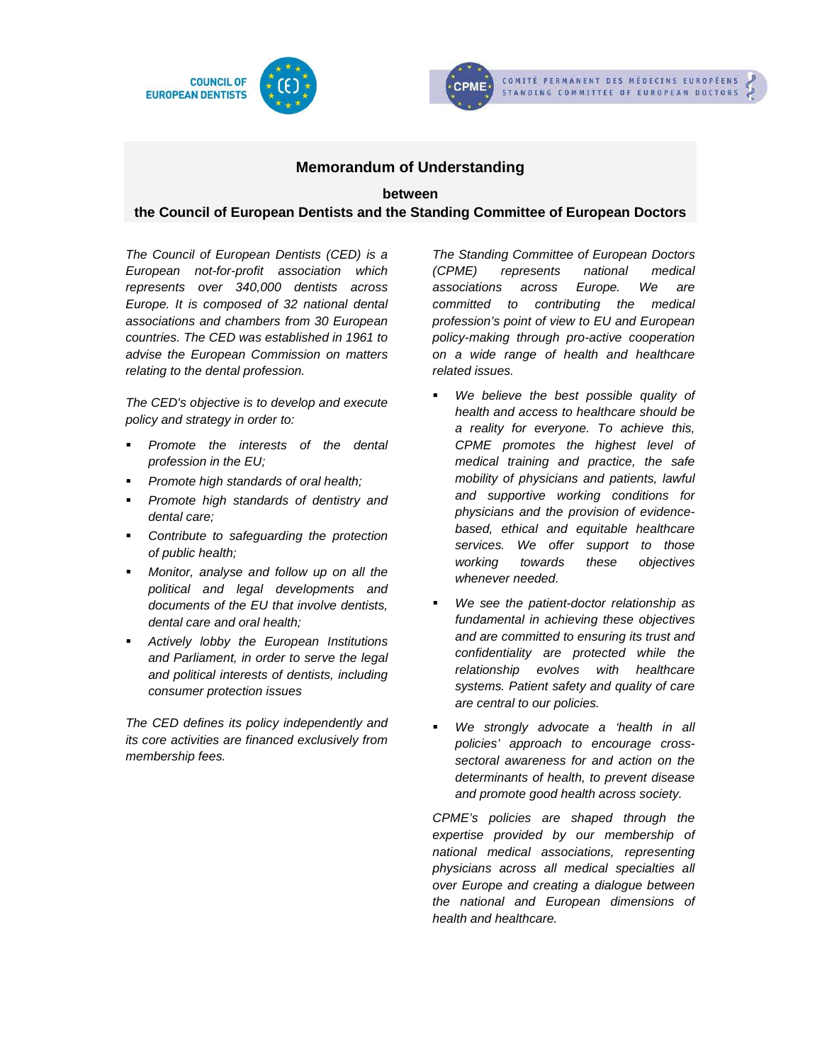COUNCIL OF EUROPEAN DENTISTS

COMITÉ PERMANENT DES MÉDECINS EUROPÉENS
STANDING COMMITTEE OF EUROPEAN DOCTORS

# Memorandum of Understanding

**between**

**the Council of European Dentists and the Standing Committee of European Doctors**

*The Council of European Dentists (CED) is a European not-for-profit association which represents over 340,000 dentists across Europe. It is composed of 32 national dental associations and chambers from 30 European countries. The CED was established in 1961 to advise the European Commission on matters relating to the dental profession.*

*The CED's objective is to develop and execute policy and strategy in order to:*

- *Promote the interests of the dental profession in the EU;*
- *Promote high standards of oral health;*
- *Promote high standards of dentistry and dental care;*
- *Contribute to safeguarding the protection of public health;*
- *Monitor, analyse and follow up on all the political and legal developments and documents of the EU that involve dentists, dental care and oral health;*
- *Actively lobby the European Institutions and Parliament, in order to serve the legal and political interests of dentists, including consumer protection issues*

*The CED defines its policy independently and its core activities are financed exclusively from membership fees.*

*The Standing Committee of European Doctors (CPME) represents national medical associations across Europe. We are committed to contributing the medical profession's point of view to EU and European policy-making through pro-active cooperation on a wide range of health and healthcare related issues.*

- *We believe the best possible quality of health and access to healthcare should be a reality for everyone. To achieve this, CPME promotes the highest level of medical training and practice, the safe mobility of physicians and patients, lawful and supportive working conditions for physicians and the provision of evidence-based, ethical and equitable healthcare services. We offer support to those working towards these objectives whenever needed.*
- *We see the patient-doctor relationship as fundamental in achieving these objectives and are committed to ensuring its trust and confidentiality are protected while the relationship evolves with healthcare systems. Patient safety and quality of care are central to our policies.*
- *We strongly advocate a 'health in all policies' approach to encourage cross-sectoral awareness for and action on the determinants of health, to prevent disease and promote good health across society.*

*CPME's policies are shaped through the expertise provided by our membership of national medical associations, representing physicians across all medical specialties all over Europe and creating a dialogue between the national and European dimensions of health and healthcare.*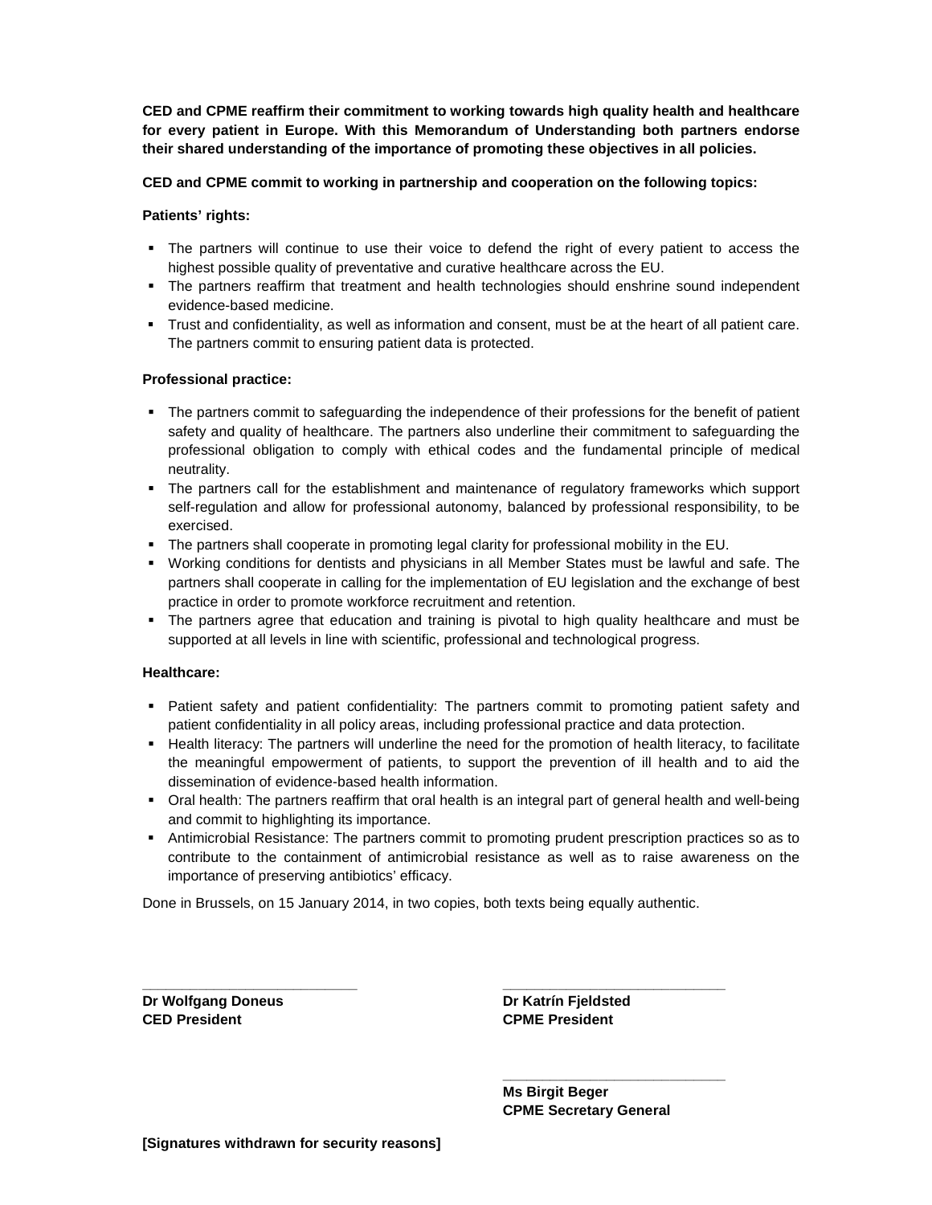**CED and CPME reaffirm their commitment to working towards high quality health and healthcare for every patient in Europe. With this Memorandum of Understanding both partners endorse their shared understanding of the importance of promoting these objectives in all policies.**

**CED and CPME commit to working in partnership and cooperation on the following topics:**

**Patients' rights:**

- The partners will continue to use their voice to defend the right of every patient to access the highest possible quality of preventative and curative healthcare across the EU.
- The partners reaffirm that treatment and health technologies should enshrine sound independent evidence-based medicine.
- Trust and confidentiality, as well as information and consent, must be at the heart of all patient care. The partners commit to ensuring patient data is protected.

**Professional practice:**

- The partners commit to safeguarding the independence of their professions for the benefit of patient safety and quality of healthcare. The partners also underline their commitment to safeguarding the professional obligation to comply with ethical codes and the fundamental principle of medical neutrality.
- The partners call for the establishment and maintenance of regulatory frameworks which support self-regulation and allow for professional autonomy, balanced by professional responsibility, to be exercised.
- The partners shall cooperate in promoting legal clarity for professional mobility in the EU.
- Working conditions for dentists and physicians in all Member States must be lawful and safe. The partners shall cooperate in calling for the implementation of EU legislation and the exchange of best practice in order to promote workforce recruitment and retention.
- The partners agree that education and training is pivotal to high quality healthcare and must be supported at all levels in line with scientific, professional and technological progress.

**Healthcare:**

- Patient safety and patient confidentiality: The partners commit to promoting patient safety and patient confidentiality in all policy areas, including professional practice and data protection.
- Health literacy: The partners will underline the need for the promotion of health literacy, to facilitate the meaningful empowerment of patients, to support the prevention of ill health and to aid the dissemination of evidence-based health information.
- Oral health: The partners reaffirm that oral health is an integral part of general health and well-being and commit to highlighting its importance.
- Antimicrobial Resistance: The partners commit to promoting prudent prescription practices so as to contribute to the containment of antimicrobial resistance as well as to raise awareness on the importance of preserving antibiotics' efficacy.

Done in Brussels, on 15 January 2014, in two copies, both texts being equally authentic.

\_\_\_\_\_\_\_\_\_\_\_\_\_\_\_\_\_\_\_\_\_\_\_\_\_\_\_\_
**Dr Wolfgang Doneus**
**CED President**

\_\_\_\_\_\_\_\_\_\_\_\_\_\_\_\_\_\_\_\_\_\_\_\_\_\_\_\_
**Dr Katrín Fjeldsted**
**CPME President**

\_\_\_\_\_\_\_\_\_\_\_\_\_\_\_\_\_\_\_\_\_\_\_\_\_\_\_\_
**Ms Birgit Beger**
**CPME Secretary General**

**[Signatures withdrawn for security reasons]**